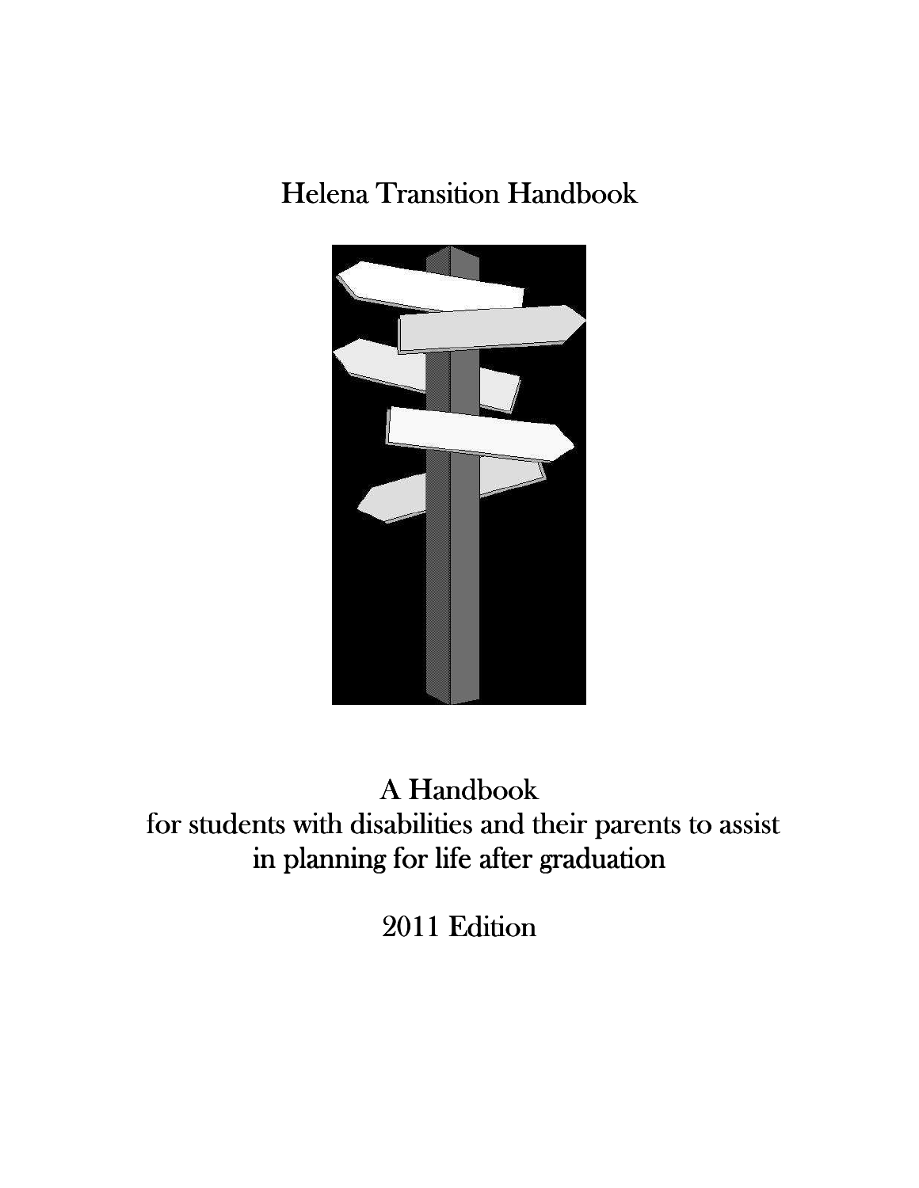# Helena Transition Handbook

A Handbook
for students with disabilities and their parents to assist
in planning for life after graduation

2011 Edition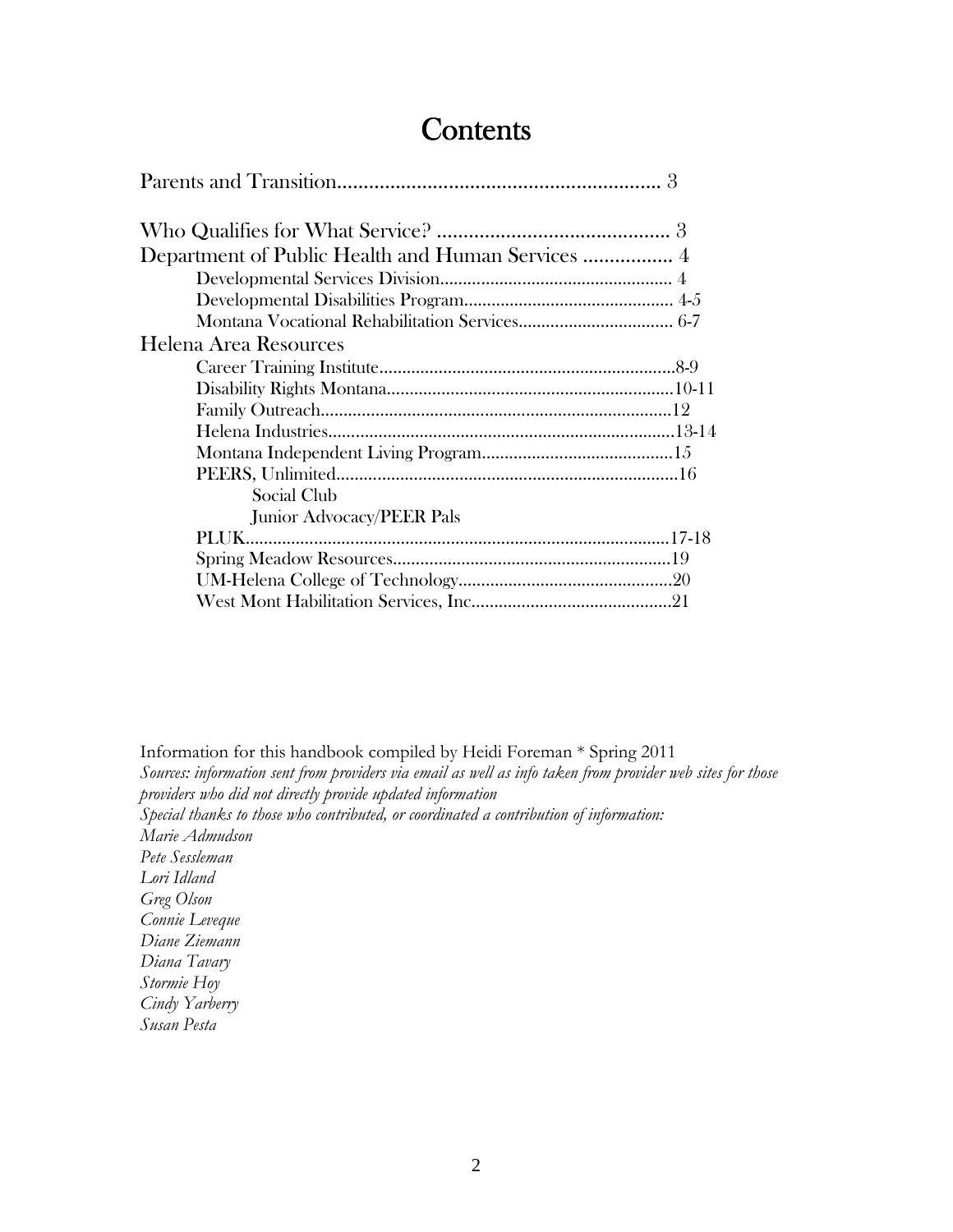# Contents

Parents and Transition............................................................ 3

Who Qualifies for What Service? ............................................ 3

Department of Public Health and Human Services ................. 4

- Developmental Services Division.................................................. 4
- Developmental Disabilities Program............................................. 4-5
- Montana Vocational Rehabilitation Services.................................. 6-7

Helena Area Resources

- Career Training Institute.................................................................8-9
- Disability Rights Montana...............................................................10-11
- Family Outreach.............................................................................12
- Helena Industries............................................................................13-14
- Montana Independent Living Program...........................................15
- PEERS, Unlimited...........................................................................16
  - Social Club
  - Junior Advocacy/PEER Pals
- PLUK.............................................................................................17-18
- Spring Meadow Resources.............................................................19
- UM-Helena College of Technology...............................................20
- West Mont Habilitation Services, Inc............................................21

Information for this handbook compiled by Heidi Foreman * Spring 2011

*Sources: information sent from providers via email as well as info taken from provider web sites for those providers who did not directly provide updated information*

*Special thanks to those who contributed, or coordinated a contribution of information:*

*Marie Admudson*
*Pete Sessleman*
*Lori Idland*
*Greg Olson*
*Connie Leveque*
*Diane Ziemann*
*Diana Tavary*
*Stormie Hoy*
*Cindy Yarberry*
*Susan Pesta*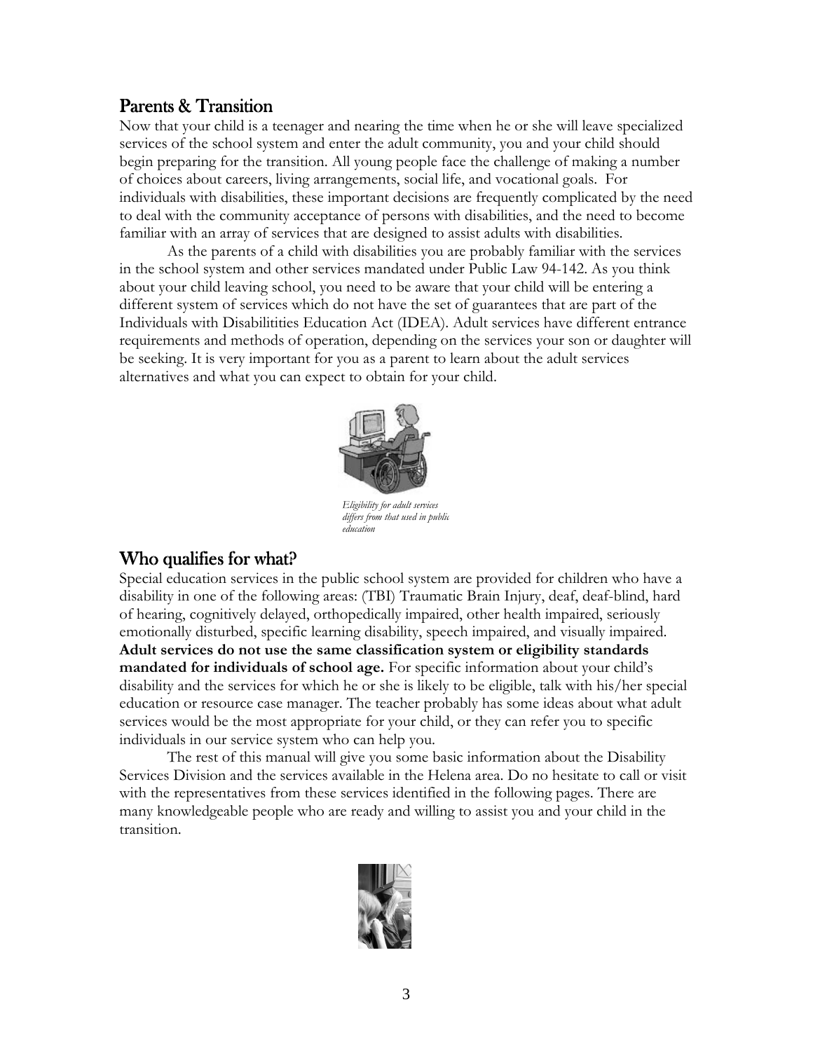## Parents & Transition

Now that your child is a teenager and nearing the time when he or she will leave specialized services of the school system and enter the adult community, you and your child should begin preparing for the transition. All young people face the challenge of making a number of choices about careers, living arrangements, social life, and vocational goals. For individuals with disabilities, these important decisions are frequently complicated by the need to deal with the community acceptance of persons with disabilities, and the need to become familiar with an array of services that are designed to assist adults with disabilities.

As the parents of a child with disabilities you are probably familiar with the services in the school system and other services mandated under Public Law 94-142. As you think about your child leaving school, you need to be aware that your child will be entering a different system of services which do not have the set of guarantees that are part of the Individuals with Disabilitities Education Act (IDEA). Adult services have different entrance requirements and methods of operation, depending on the services your son or daughter will be seeking. It is very important for you as a parent to learn about the adult services alternatives and what you can expect to obtain for your child.

*Eligibility for adult services differs from that used in public education*

## Who qualifies for what?

Special education services in the public school system are provided for children who have a disability in one of the following areas: (TBI) Traumatic Brain Injury, deaf, deaf-blind, hard of hearing, cognitively delayed, orthopedically impaired, other health impaired, seriously emotionally disturbed, specific learning disability, speech impaired, and visually impaired. **Adult services do not use the same classification system or eligibility standards mandated for individuals of school age.** For specific information about your child's disability and the services for which he or she is likely to be eligible, talk with his/her special education or resource case manager. The teacher probably has some ideas about what adult services would be the most appropriate for your child, or they can refer you to specific individuals in our service system who can help you.

The rest of this manual will give you some basic information about the Disability Services Division and the services available in the Helena area. Do no hesitate to call or visit with the representatives from these services identified in the following pages. There are many knowledgeable people who are ready and willing to assist you and your child in the transition.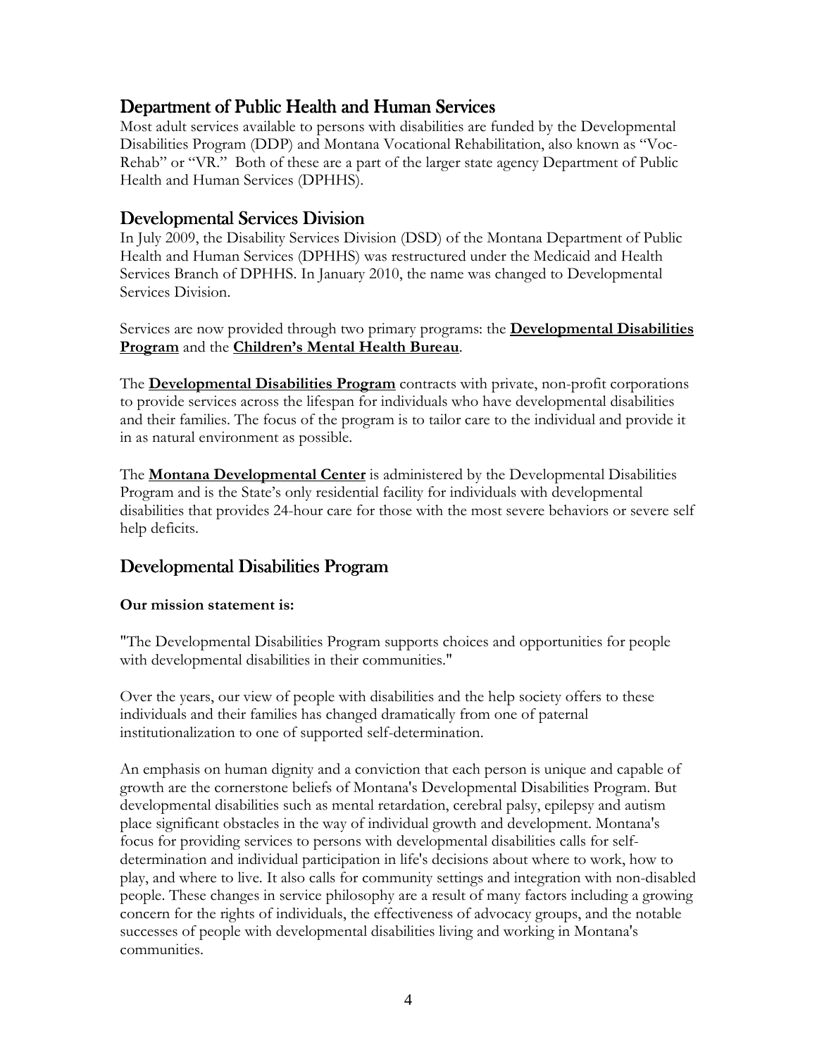## Department of Public Health and Human Services

Most adult services available to persons with disabilities are funded by the Developmental Disabilities Program (DDP) and Montana Vocational Rehabilitation, also known as "Voc-Rehab" or "VR." Both of these are a part of the larger state agency Department of Public Health and Human Services (DPHHS).

## Developmental Services Division

In July 2009, the Disability Services Division (DSD) of the Montana Department of Public Health and Human Services (DPHHS) was restructured under the Medicaid and Health Services Branch of DPHHS. In January 2010, the name was changed to Developmental Services Division.

Services are now provided through two primary programs: the **Developmental Disabilities Program** and the **Children's Mental Health Bureau**.

The **Developmental Disabilities Program** contracts with private, non-profit corporations to provide services across the lifespan for individuals who have developmental disabilities and their families. The focus of the program is to tailor care to the individual and provide it in as natural environment as possible.

The **Montana Developmental Center** is administered by the Developmental Disabilities Program and is the State's only residential facility for individuals with developmental disabilities that provides 24-hour care for those with the most severe behaviors or severe self help deficits.

## Developmental Disabilities Program

**Our mission statement is:**

"The Developmental Disabilities Program supports choices and opportunities for people with developmental disabilities in their communities."

Over the years, our view of people with disabilities and the help society offers to these individuals and their families has changed dramatically from one of paternal institutionalization to one of supported self-determination.

An emphasis on human dignity and a conviction that each person is unique and capable of growth are the cornerstone beliefs of Montana's Developmental Disabilities Program. But developmental disabilities such as mental retardation, cerebral palsy, epilepsy and autism place significant obstacles in the way of individual growth and development. Montana's focus for providing services to persons with developmental disabilities calls for self-determination and individual participation in life's decisions about where to work, how to play, and where to live. It also calls for community settings and integration with non-disabled people. These changes in service philosophy are a result of many factors including a growing concern for the rights of individuals, the effectiveness of advocacy groups, and the notable successes of people with developmental disabilities living and working in Montana's communities.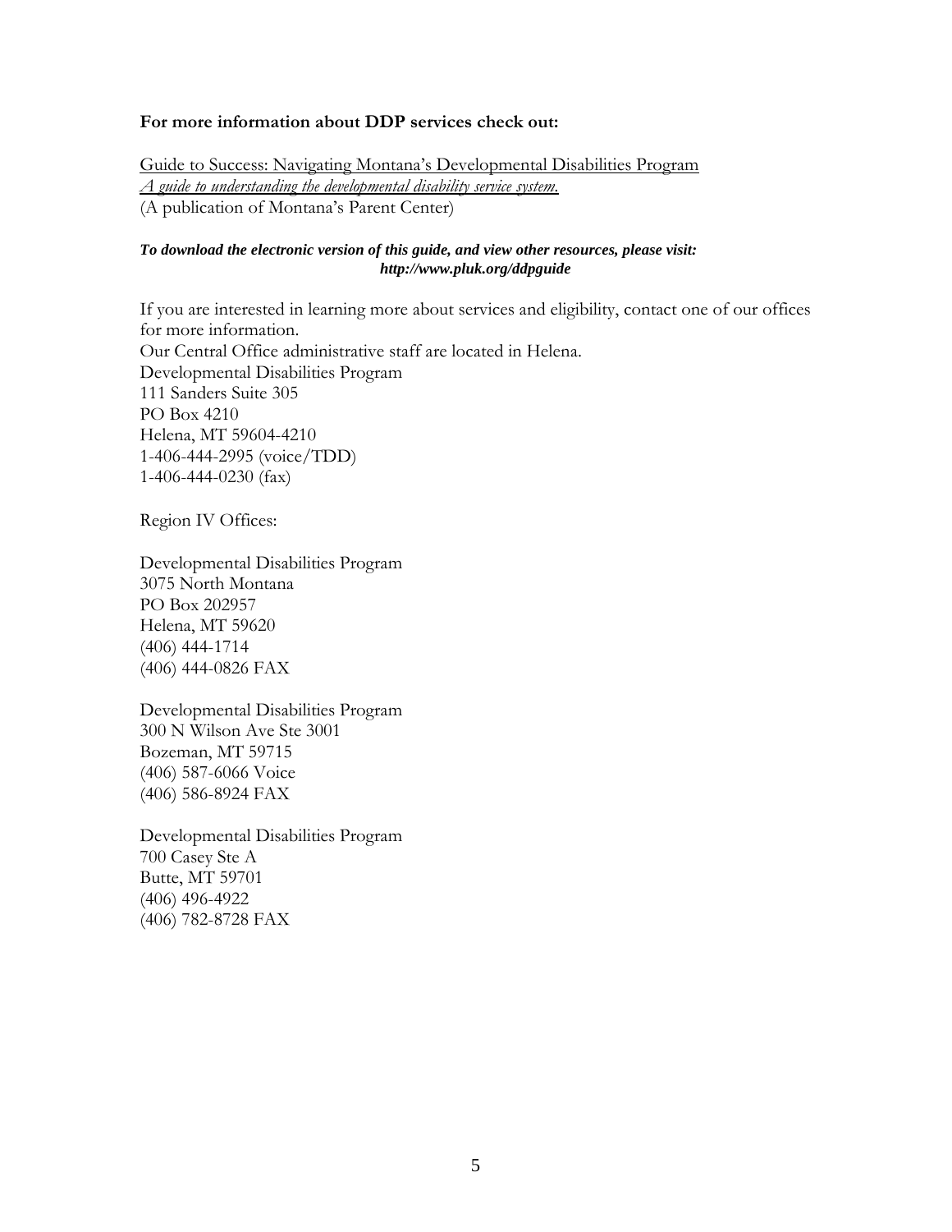**For more information about DDP services check out:**

Guide to Success: Navigating Montana's Developmental Disabilities Program
*A guide to understanding the developmental disability service system.*
(A publication of Montana's Parent Center)

***To download the electronic version of this guide, and view other resources, please visit: http://www.pluk.org/ddpguide***

If you are interested in learning more about services and eligibility, contact one of our offices for more information.
Our Central Office administrative staff are located in Helena.
Developmental Disabilities Program
111 Sanders Suite 305
PO Box 4210
Helena, MT 59604-4210
1-406-444-2995 (voice/TDD)
1-406-444-0230 (fax)

Region IV Offices:

Developmental Disabilities Program
3075 North Montana
PO Box 202957
Helena, MT 59620
(406) 444-1714
(406) 444-0826 FAX

Developmental Disabilities Program
300 N Wilson Ave Ste 3001
Bozeman, MT 59715
(406) 587-6066 Voice
(406) 586-8924 FAX

Developmental Disabilities Program
700 Casey Ste A
Butte, MT 59701
(406) 496-4922
(406) 782-8728 FAX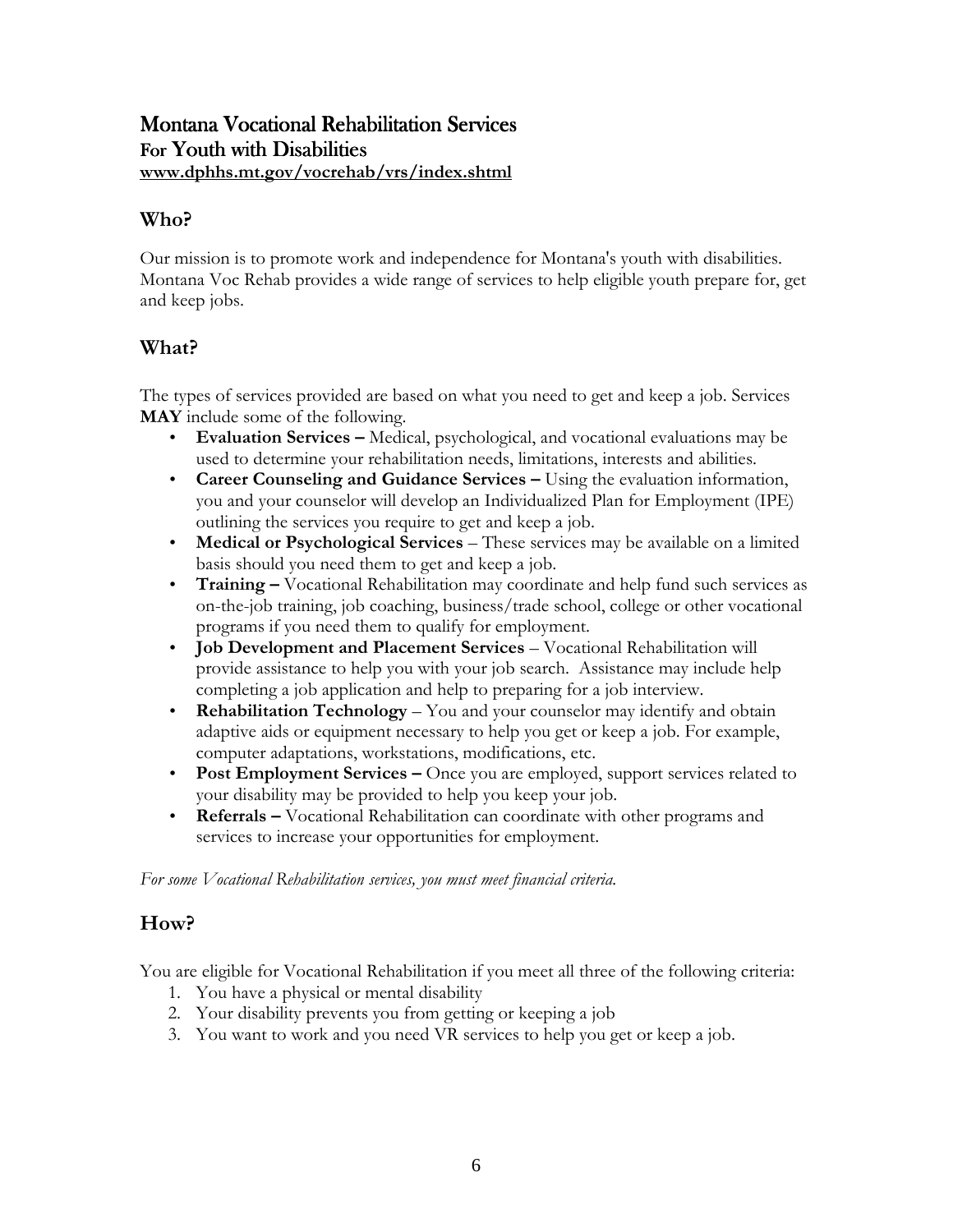# Montana Vocational Rehabilitation Services

## For Youth with Disabilities

**www.dphhs.mt.gov/vocrehab/vrs/index.shtml**

## Who?

Our mission is to promote work and independence for Montana's youth with disabilities. Montana Voc Rehab provides a wide range of services to help eligible youth prepare for, get and keep jobs.

## What?

The types of services provided are based on what you need to get and keep a job. Services **MAY** include some of the following.

- **Evaluation Services –** Medical, psychological, and vocational evaluations may be used to determine your rehabilitation needs, limitations, interests and abilities.
- **Career Counseling and Guidance Services –** Using the evaluation information, you and your counselor will develop an Individualized Plan for Employment (IPE) outlining the services you require to get and keep a job.
- **Medical or Psychological Services** – These services may be available on a limited basis should you need them to get and keep a job.
- **Training –** Vocational Rehabilitation may coordinate and help fund such services as on-the-job training, job coaching, business/trade school, college or other vocational programs if you need them to qualify for employment.
- **Job Development and Placement Services** – Vocational Rehabilitation will provide assistance to help you with your job search. Assistance may include help completing a job application and help to preparing for a job interview.
- **Rehabilitation Technology** – You and your counselor may identify and obtain adaptive aids or equipment necessary to help you get or keep a job. For example, computer adaptations, workstations, modifications, etc.
- **Post Employment Services –** Once you are employed, support services related to your disability may be provided to help you keep your job.
- **Referrals –** Vocational Rehabilitation can coordinate with other programs and services to increase your opportunities for employment.

*For some Vocational Rehabilitation services, you must meet financial criteria.*

## How?

You are eligible for Vocational Rehabilitation if you meet all three of the following criteria:

1. You have a physical or mental disability
2. Your disability prevents you from getting or keeping a job
3. You want to work and you need VR services to help you get or keep a job.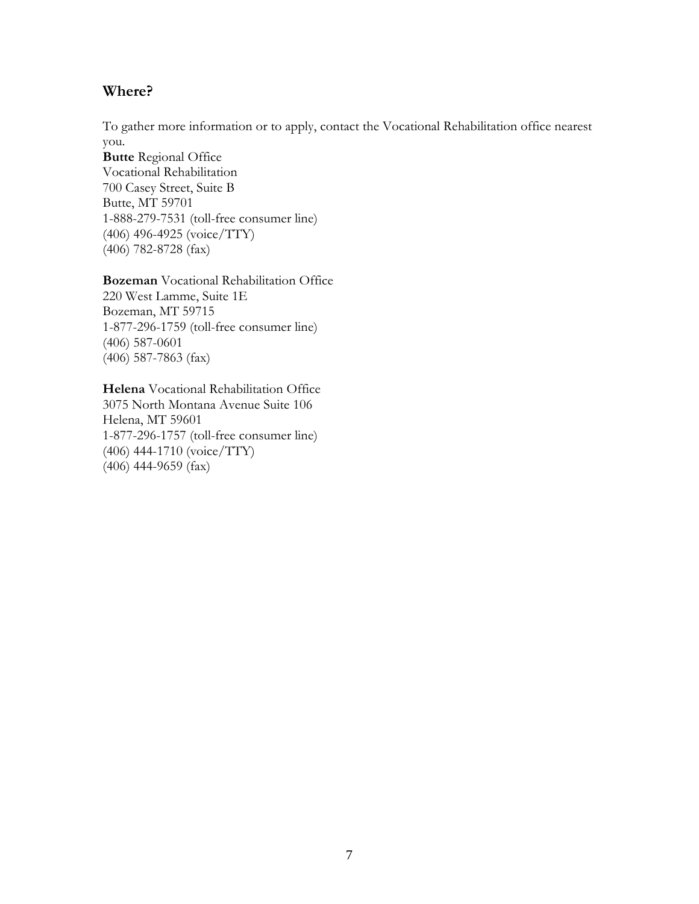## Where?

To gather more information or to apply, contact the Vocational Rehabilitation office nearest you.

**Butte** Regional Office
Vocational Rehabilitation
700 Casey Street, Suite B
Butte, MT 59701
1-888-279-7531 (toll-free consumer line)
(406) 496-4925 (voice/TTY)
(406) 782-8728 (fax)

**Bozeman** Vocational Rehabilitation Office
220 West Lamme, Suite 1E
Bozeman, MT 59715
1-877-296-1759 (toll-free consumer line)
(406) 587-0601
(406) 587-7863 (fax)

**Helena** Vocational Rehabilitation Office
3075 North Montana Avenue Suite 106
Helena, MT 59601
1-877-296-1757 (toll-free consumer line)
(406) 444-1710 (voice/TTY)
(406) 444-9659 (fax)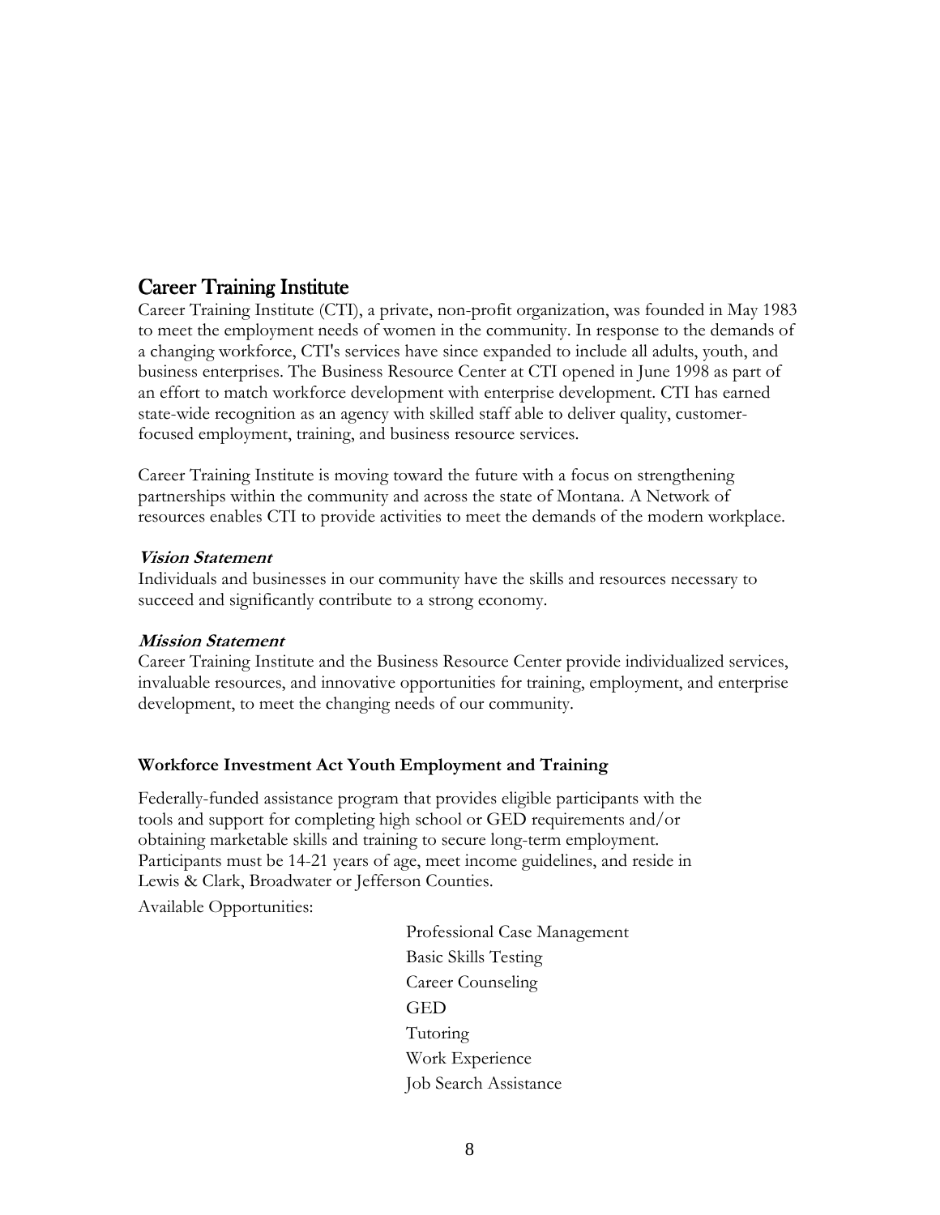## Career Training Institute

Career Training Institute (CTI), a private, non-profit organization, was founded in May 1983 to meet the employment needs of women in the community. In response to the demands of a changing workforce, CTI's services have since expanded to include all adults, youth, and business enterprises. The Business Resource Center at CTI opened in June 1998 as part of an effort to match workforce development with enterprise development. CTI has earned state-wide recognition as an agency with skilled staff able to deliver quality, customer-focused employment, training, and business resource services.

Career Training Institute is moving toward the future with a focus on strengthening partnerships within the community and across the state of Montana. A Network of resources enables CTI to provide activities to meet the demands of the modern workplace.

***Vision Statement***

Individuals and businesses in our community have the skills and resources necessary to succeed and significantly contribute to a strong economy.

***Mission Statement***

Career Training Institute and the Business Resource Center provide individualized services, invaluable resources, and innovative opportunities for training, employment, and enterprise development, to meet the changing needs of our community.

**Workforce Investment Act Youth Employment and Training**

Federally-funded assistance program that provides eligible participants with the tools and support for completing high school or GED requirements and/or obtaining marketable skills and training to secure long-term employment. Participants must be 14-21 years of age, meet income guidelines, and reside in Lewis & Clark, Broadwater or Jefferson Counties.

Available Opportunities:

- Professional Case Management
- Basic Skills Testing
- Career Counseling
- GED
- Tutoring
- Work Experience
- Job Search Assistance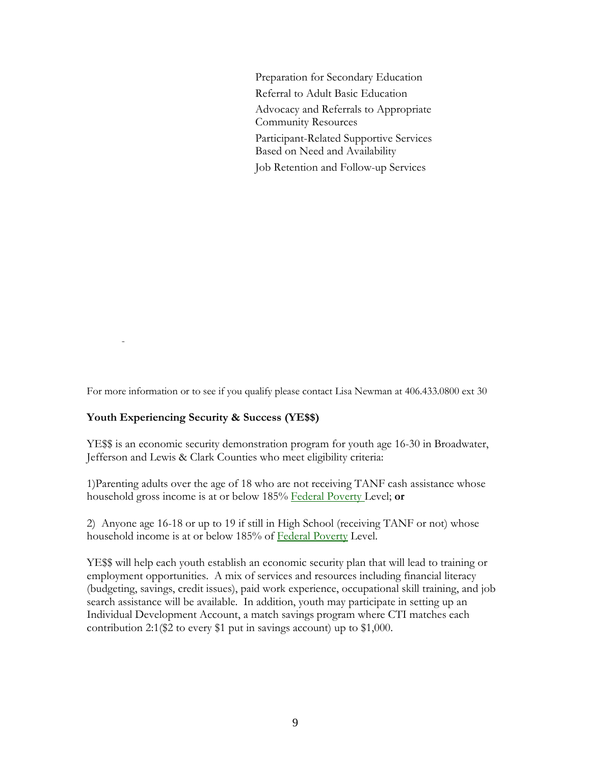Preparation for Secondary Education

Referral to Adult Basic Education

Advocacy and Referrals to Appropriate Community Resources

Participant-Related Supportive Services Based on Need and Availability

Job Retention and Follow-up Services

-

For more information or to see if you qualify please contact Lisa Newman at 406.433.0800 ext 30

**Youth Experiencing Security & Success (YE$$)**

YE$$ is an economic security demonstration program for youth age 16-30 in Broadwater, Jefferson and Lewis & Clark Counties who meet eligibility criteria:

1)Parenting adults over the age of 18 who are not receiving TANF cash assistance whose household gross income is at or below 185% Federal Poverty Level; **or**

2) Anyone age 16-18 or up to 19 if still in High School (receiving TANF or not) whose household income is at or below 185% of Federal Poverty Level.

YE$$ will help each youth establish an economic security plan that will lead to training or employment opportunities. A mix of services and resources including financial literacy (budgeting, savings, credit issues), paid work experience, occupational skill training, and job search assistance will be available. In addition, youth may participate in setting up an Individual Development Account, a match savings program where CTI matches each contribution 2:1($2 to every $1 put in savings account) up to $1,000.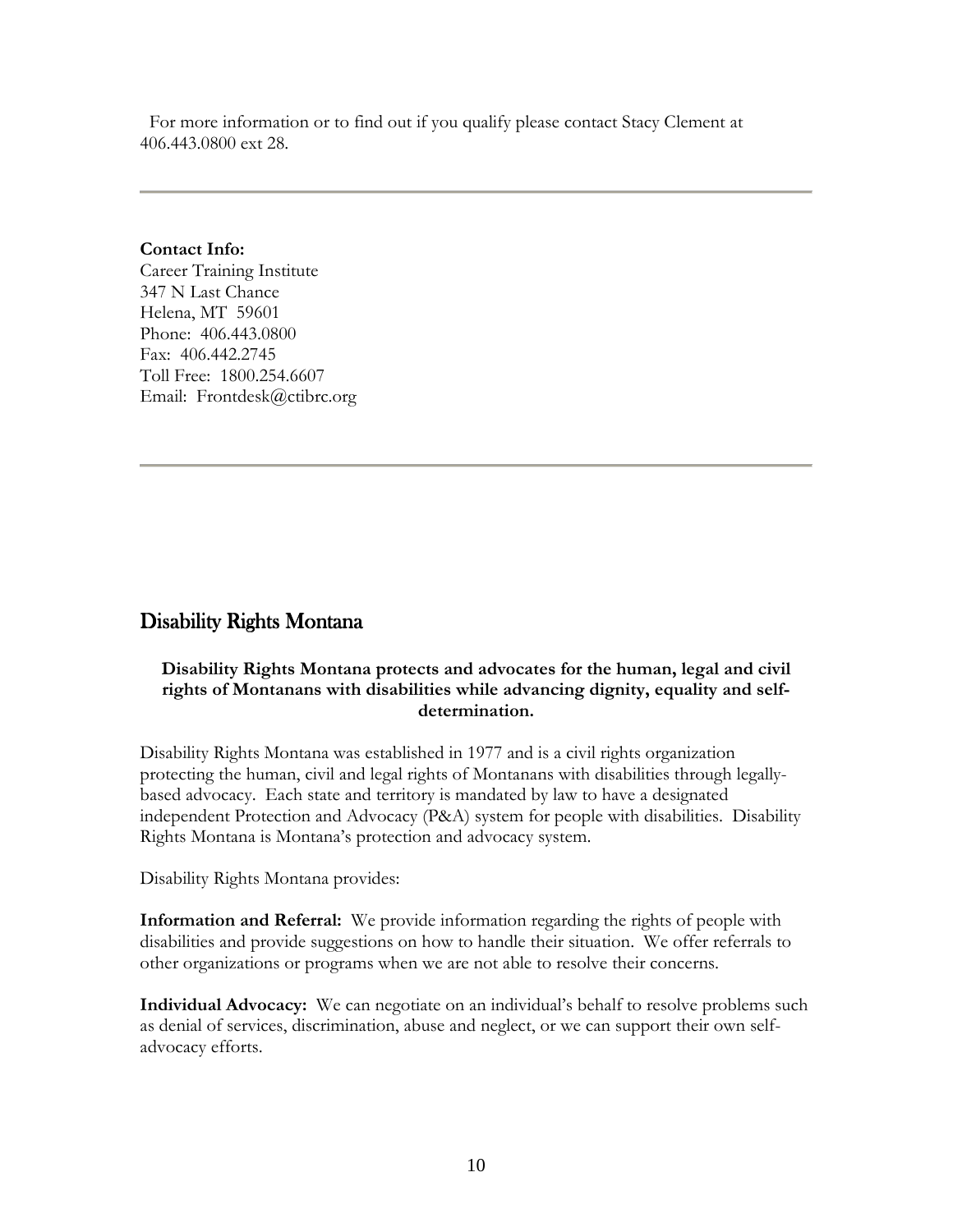For more information or to find out if you qualify please contact Stacy Clement at 406.443.0800 ext 28.

---

**Contact Info:**
Career Training Institute
347 N Last Chance
Helena, MT 59601
Phone: 406.443.0800
Fax: 406.442.2745
Toll Free: 1800.254.6607
Email: Frontdesk@ctibrc.org

---

## Disability Rights Montana

**Disability Rights Montana protects and advocates for the human, legal and civil rights of Montanans with disabilities while advancing dignity, equality and self-determination.**

Disability Rights Montana was established in 1977 and is a civil rights organization protecting the human, civil and legal rights of Montanans with disabilities through legally-based advocacy. Each state and territory is mandated by law to have a designated independent Protection and Advocacy (P&A) system for people with disabilities. Disability Rights Montana is Montana's protection and advocacy system.

Disability Rights Montana provides:

**Information and Referral:** We provide information regarding the rights of people with disabilities and provide suggestions on how to handle their situation. We offer referrals to other organizations or programs when we are not able to resolve their concerns.

**Individual Advocacy:** We can negotiate on an individual's behalf to resolve problems such as denial of services, discrimination, abuse and neglect, or we can support their own self-advocacy efforts.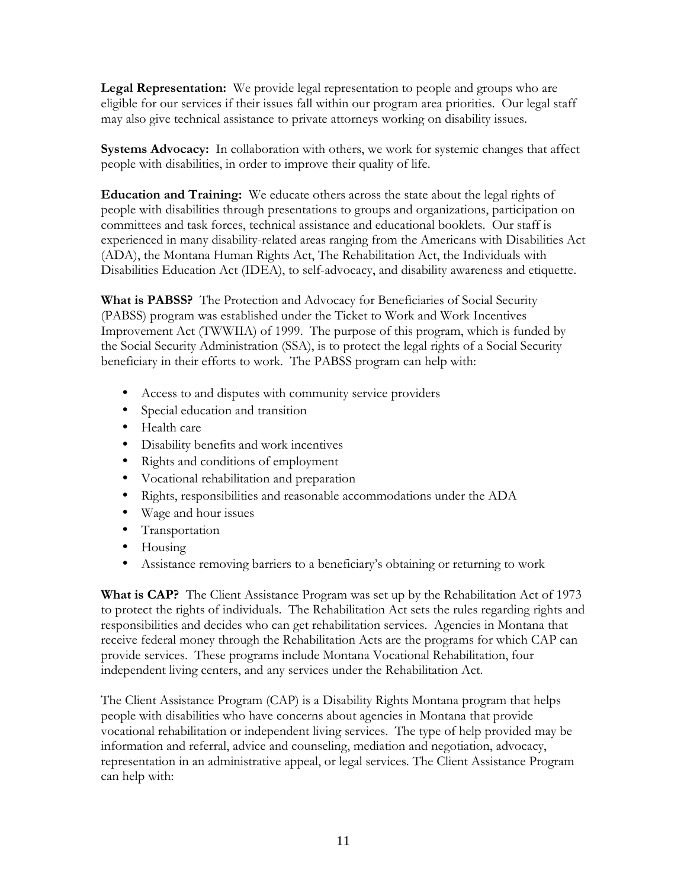**Legal Representation:** We provide legal representation to people and groups who are eligible for our services if their issues fall within our program area priorities. Our legal staff may also give technical assistance to private attorneys working on disability issues.

**Systems Advocacy:** In collaboration with others, we work for systemic changes that affect people with disabilities, in order to improve their quality of life.

**Education and Training:** We educate others across the state about the legal rights of people with disabilities through presentations to groups and organizations, participation on committees and task forces, technical assistance and educational booklets. Our staff is experienced in many disability-related areas ranging from the Americans with Disabilities Act (ADA), the Montana Human Rights Act, The Rehabilitation Act, the Individuals with Disabilities Education Act (IDEA), to self-advocacy, and disability awareness and etiquette.

**What is PABSS?** The Protection and Advocacy for Beneficiaries of Social Security (PABSS) program was established under the Ticket to Work and Work Incentives Improvement Act (TWWIIA) of 1999. The purpose of this program, which is funded by the Social Security Administration (SSA), is to protect the legal rights of a Social Security beneficiary in their efforts to work. The PABSS program can help with:

- Access to and disputes with community service providers
- Special education and transition
- Health care
- Disability benefits and work incentives
- Rights and conditions of employment
- Vocational rehabilitation and preparation
- Rights, responsibilities and reasonable accommodations under the ADA
- Wage and hour issues
- Transportation
- Housing
- Assistance removing barriers to a beneficiary's obtaining or returning to work

**What is CAP?** The Client Assistance Program was set up by the Rehabilitation Act of 1973 to protect the rights of individuals. The Rehabilitation Act sets the rules regarding rights and responsibilities and decides who can get rehabilitation services. Agencies in Montana that receive federal money through the Rehabilitation Acts are the programs for which CAP can provide services. These programs include Montana Vocational Rehabilitation, four independent living centers, and any services under the Rehabilitation Act.

The Client Assistance Program (CAP) is a Disability Rights Montana program that helps people with disabilities who have concerns about agencies in Montana that provide vocational rehabilitation or independent living services. The type of help provided may be information and referral, advice and counseling, mediation and negotiation, advocacy, representation in an administrative appeal, or legal services. The Client Assistance Program can help with: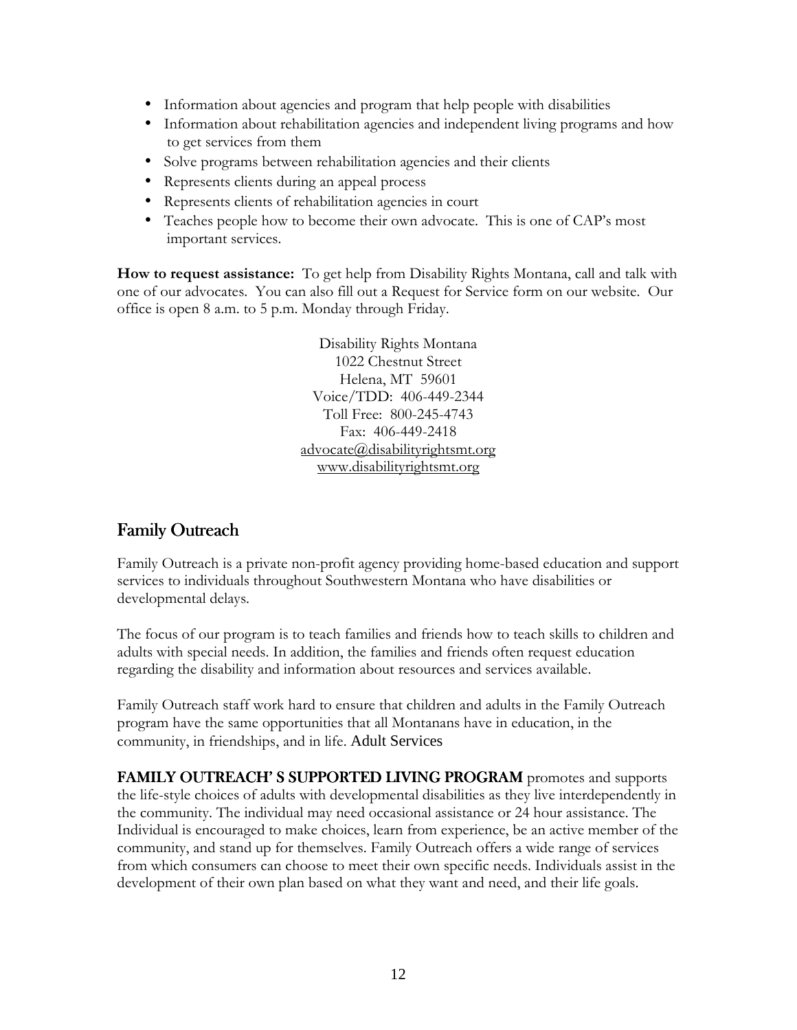- Information about agencies and program that help people with disabilities
- Information about rehabilitation agencies and independent living programs and how to get services from them
- Solve programs between rehabilitation agencies and their clients
- Represents clients during an appeal process
- Represents clients of rehabilitation agencies in court
- Teaches people how to become their own advocate. This is one of CAP's most important services.

**How to request assistance:** To get help from Disability Rights Montana, call and talk with one of our advocates. You can also fill out a Request for Service form on our website. Our office is open 8 a.m. to 5 p.m. Monday through Friday.

Disability Rights Montana
1022 Chestnut Street
Helena, MT 59601
Voice/TDD: 406-449-2344
Toll Free: 800-245-4743
Fax: 406-449-2418
advocate@disabilityrightsmt.org
www.disabilityrightsmt.org

## Family Outreach

Family Outreach is a private non-profit agency providing home-based education and support services to individuals throughout Southwestern Montana who have disabilities or developmental delays.

The focus of our program is to teach families and friends how to teach skills to children and adults with special needs. In addition, the families and friends often request education regarding the disability and information about resources and services available.

Family Outreach staff work hard to ensure that children and adults in the Family Outreach program have the same opportunities that all Montanans have in education, in the community, in friendships, and in life. Adult Services

**FAMILY OUTREACH' S SUPPORTED LIVING PROGRAM** promotes and supports the life-style choices of adults with developmental disabilities as they live interdependently in the community. The individual may need occasional assistance or 24 hour assistance. The Individual is encouraged to make choices, learn from experience, be an active member of the community, and stand up for themselves. Family Outreach offers a wide range of services from which consumers can choose to meet their own specific needs. Individuals assist in the development of their own plan based on what they want and need, and their life goals.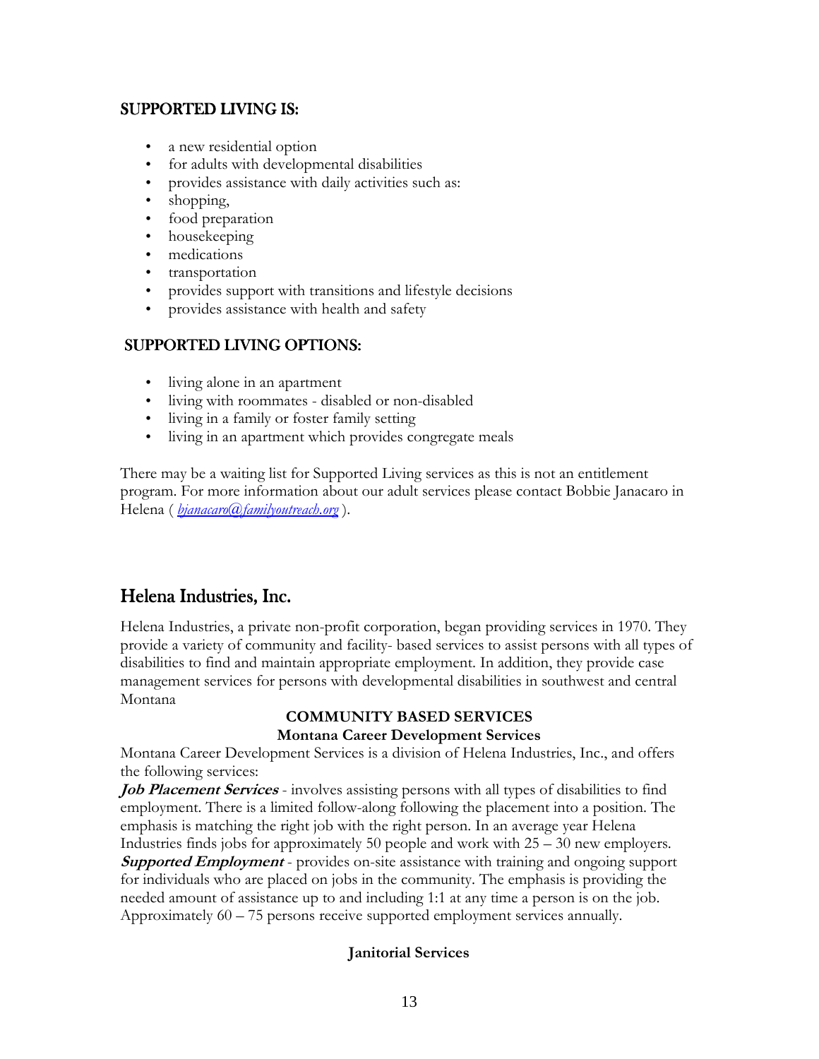## SUPPORTED LIVING IS:

- a new residential option
- for adults with developmental disabilities
- provides assistance with daily activities such as:
- shopping,
- food preparation
- housekeeping
- medications
- transportation
- provides support with transitions and lifestyle decisions
- provides assistance with health and safety

## SUPPORTED LIVING OPTIONS:

- living alone in an apartment
- living with roommates - disabled or non-disabled
- living in a family or foster family setting
- living in an apartment which provides congregate meals

There may be a waiting list for Supported Living services as this is not an entitlement program. For more information about our adult services please contact Bobbie Janacaro in Helena ( *bjanacaro@familyoutreach.org* ).

# Helena Industries, Inc.

Helena Industries, a private non-profit corporation, began providing services in 1970. They provide a variety of community and facility- based services to assist persons with all types of disabilities to find and maintain appropriate employment. In addition, they provide case management services for persons with developmental disabilities in southwest and central Montana

### COMMUNITY BASED SERVICES

**Montana Career Development Services**

Montana Career Development Services is a division of Helena Industries, Inc., and offers the following services:

***Job Placement Services*** - involves assisting persons with all types of disabilities to find employment. There is a limited follow-along following the placement into a position. The emphasis is matching the right job with the right person. In an average year Helena Industries finds jobs for approximately 50 people and work with 25 – 30 new employers.

***Supported Employment*** - provides on-site assistance with training and ongoing support for individuals who are placed on jobs in the community. The emphasis is providing the needed amount of assistance up to and including 1:1 at any time a person is on the job. Approximately 60 – 75 persons receive supported employment services annually.

**Janitorial Services**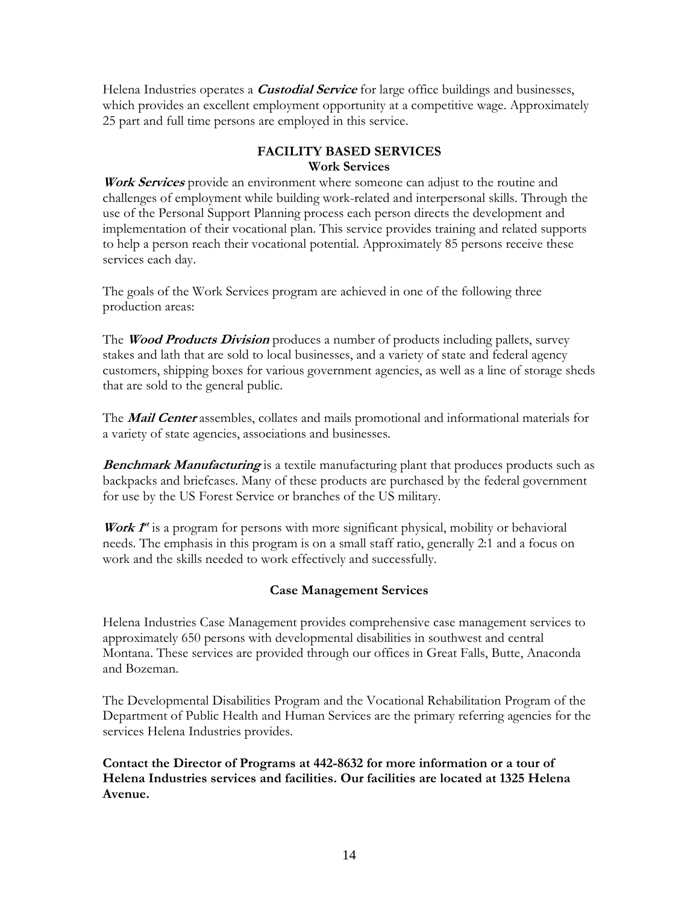Helena Industries operates a ***Custodial Service*** for large office buildings and businesses, which provides an excellent employment opportunity at a competitive wage. Approximately 25 part and full time persons are employed in this service.

## FACILITY BASED SERVICES

### Work Services

***Work Services*** provide an environment where someone can adjust to the routine and challenges of employment while building work-related and interpersonal skills. Through the use of the Personal Support Planning process each person directs the development and implementation of their vocational plan. This service provides training and related supports to help a person reach their vocational potential. Approximately 85 persons receive these services each day.

The goals of the Work Services program are achieved in one of the following three production areas:

The ***Wood Products Division*** produces a number of products including pallets, survey stakes and lath that are sold to local businesses, and a variety of state and federal agency customers, shipping boxes for various government agencies, as well as a line of storage sheds that are sold to the general public.

The ***Mail Center*** assembles, collates and mails promotional and informational materials for a variety of state agencies, associations and businesses.

***Benchmark Manufacturing*** is a textile manufacturing plant that produces products such as backpacks and briefcases. Many of these products are purchased by the federal government for use by the US Forest Service or branches of the US military.

***Work 1st*** is a program for persons with more significant physical, mobility or behavioral needs. The emphasis in this program is on a small staff ratio, generally 2:1 and a focus on work and the skills needed to work effectively and successfully.

### Case Management Services

Helena Industries Case Management provides comprehensive case management services to approximately 650 persons with developmental disabilities in southwest and central Montana. These services are provided through our offices in Great Falls, Butte, Anaconda and Bozeman.

The Developmental Disabilities Program and the Vocational Rehabilitation Program of the Department of Public Health and Human Services are the primary referring agencies for the services Helena Industries provides.

**Contact the Director of Programs at 442-8632 for more information or a tour of Helena Industries services and facilities. Our facilities are located at 1325 Helena Avenue.**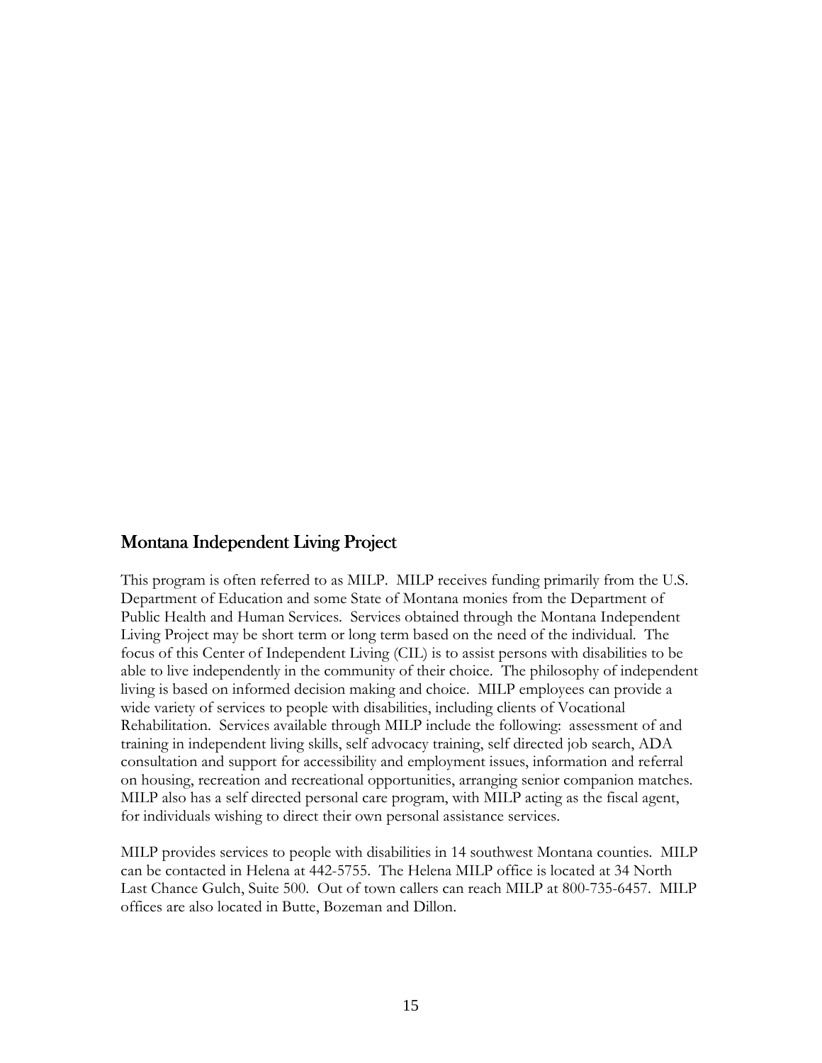## Montana Independent Living Project

This program is often referred to as MILP. MILP receives funding primarily from the U.S. Department of Education and some State of Montana monies from the Department of Public Health and Human Services. Services obtained through the Montana Independent Living Project may be short term or long term based on the need of the individual. The focus of this Center of Independent Living (CIL) is to assist persons with disabilities to be able to live independently in the community of their choice. The philosophy of independent living is based on informed decision making and choice. MILP employees can provide a wide variety of services to people with disabilities, including clients of Vocational Rehabilitation. Services available through MILP include the following: assessment of and training in independent living skills, self advocacy training, self directed job search, ADA consultation and support for accessibility and employment issues, information and referral on housing, recreation and recreational opportunities, arranging senior companion matches. MILP also has a self directed personal care program, with MILP acting as the fiscal agent, for individuals wishing to direct their own personal assistance services.

MILP provides services to people with disabilities in 14 southwest Montana counties. MILP can be contacted in Helena at 442-5755. The Helena MILP office is located at 34 North Last Chance Gulch, Suite 500. Out of town callers can reach MILP at 800-735-6457. MILP offices are also located in Butte, Bozeman and Dillon.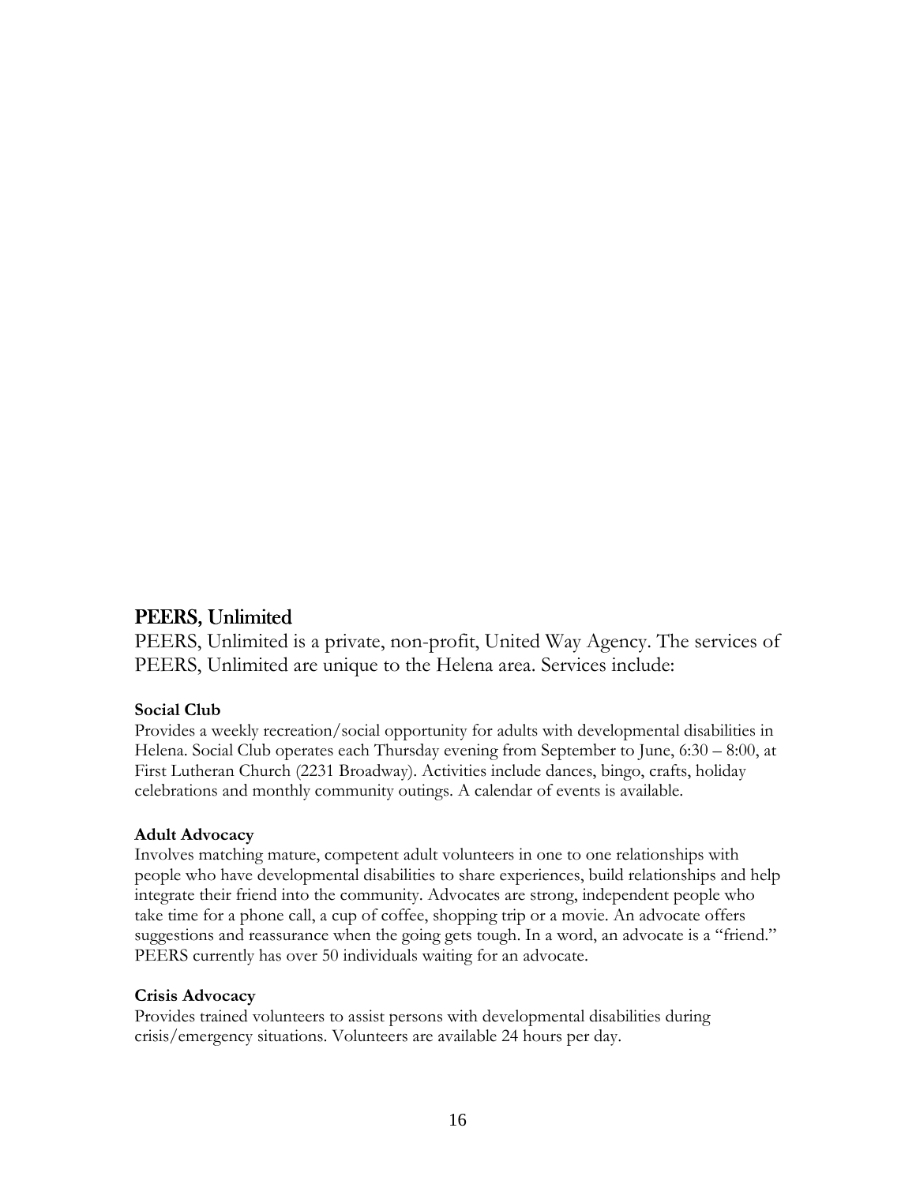## PEERS, Unlimited

PEERS, Unlimited is a private, non-profit, United Way Agency. The services of PEERS, Unlimited are unique to the Helena area. Services include:

**Social Club**

Provides a weekly recreation/social opportunity for adults with developmental disabilities in Helena. Social Club operates each Thursday evening from September to June, 6:30 – 8:00, at First Lutheran Church (2231 Broadway). Activities include dances, bingo, crafts, holiday celebrations and monthly community outings. A calendar of events is available.

**Adult Advocacy**

Involves matching mature, competent adult volunteers in one to one relationships with people who have developmental disabilities to share experiences, build relationships and help integrate their friend into the community. Advocates are strong, independent people who take time for a phone call, a cup of coffee, shopping trip or a movie. An advocate offers suggestions and reassurance when the going gets tough. In a word, an advocate is a "friend." PEERS currently has over 50 individuals waiting for an advocate.

**Crisis Advocacy**

Provides trained volunteers to assist persons with developmental disabilities during crisis/emergency situations. Volunteers are available 24 hours per day.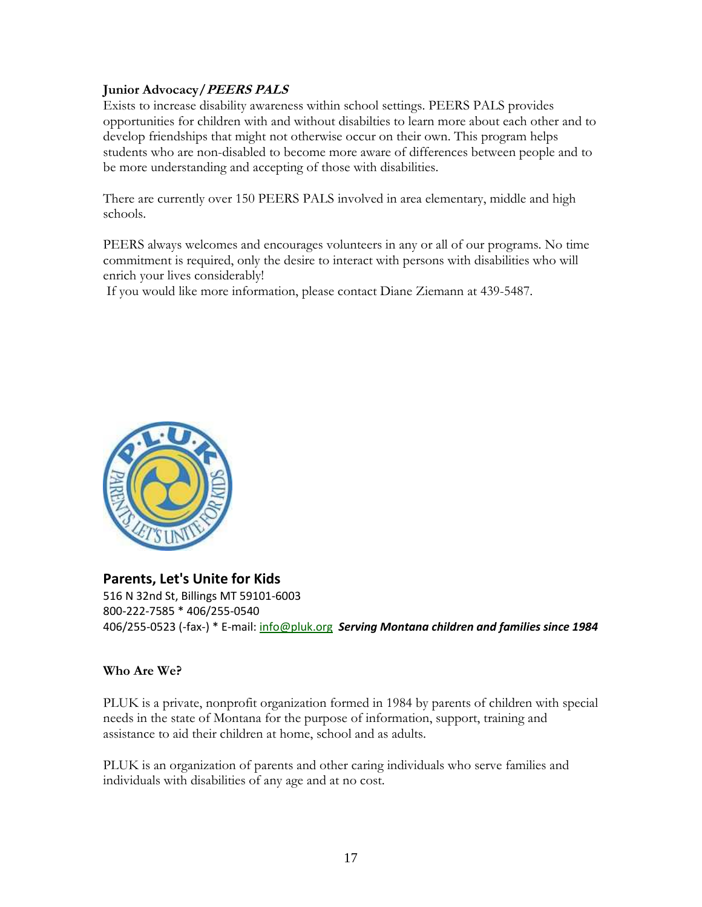**Junior Advocacy/*PEERS PALS***

Exists to increase disability awareness within school settings. PEERS PALS provides opportunities for children with and without disabilties to learn more about each other and to develop friendships that might not otherwise occur on their own. This program helps students who are non-disabled to become more aware of differences between people and to be more understanding and accepting of those with disabilities.

There are currently over 150 PEERS PALS involved in area elementary, middle and high schools.

PEERS always welcomes and encourages volunteers in any or all of our programs. No time commitment is required, only the desire to interact with persons with disabilities who will enrich your lives considerably!

If you would like more information, please contact Diane Ziemann at 439-5487.

## Parents, Let's Unite for Kids

516 N 32nd St, Billings MT 59101-6003
800-222-7585 * 406/255-0540
406/255-0523 (-fax-) * E-mail: info@pluk.org ***Serving Montana children and families since 1984***

**Who Are We?**

PLUK is a private, nonprofit organization formed in 1984 by parents of children with special needs in the state of Montana for the purpose of information, support, training and assistance to aid their children at home, school and as adults.

PLUK is an organization of parents and other caring individuals who serve families and individuals with disabilities of any age and at no cost.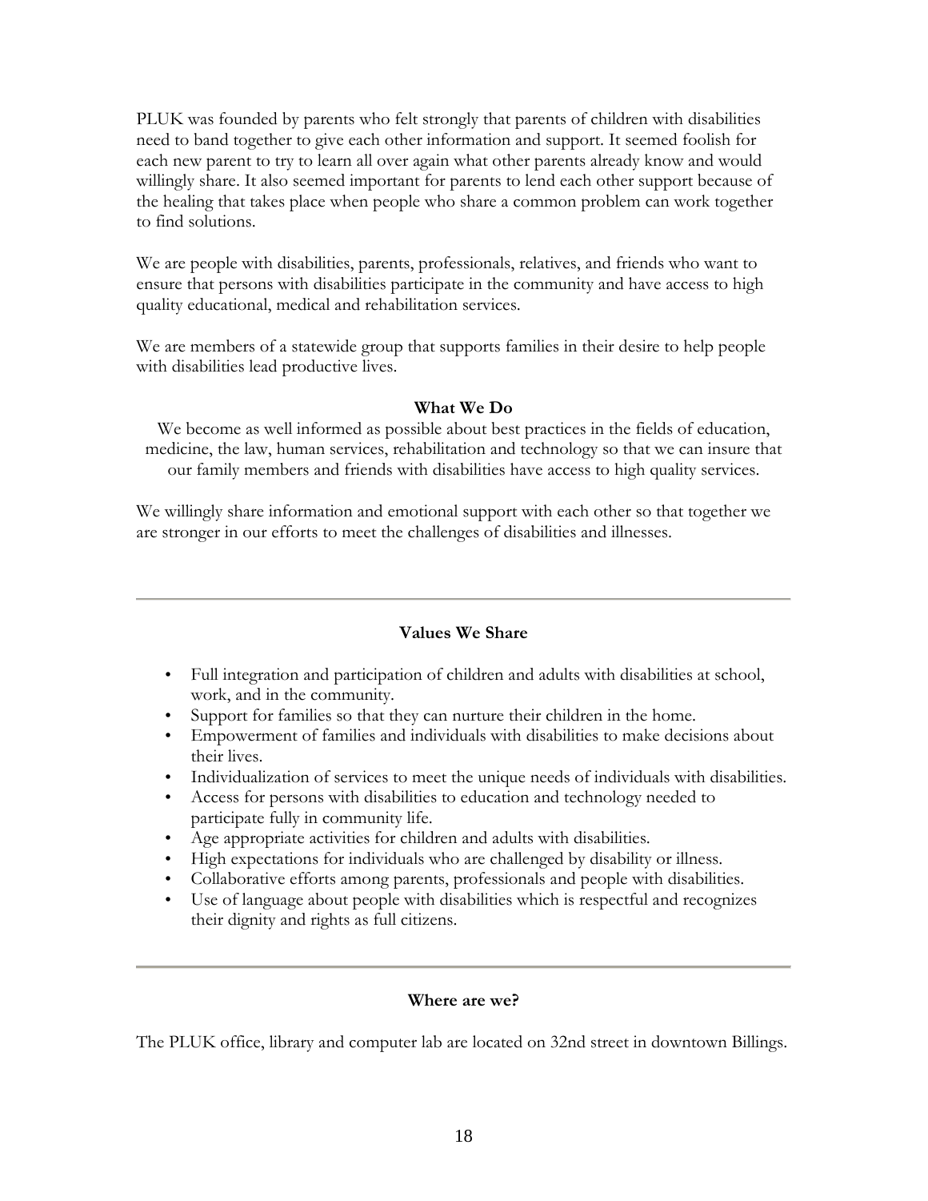PLUK was founded by parents who felt strongly that parents of children with disabilities need to band together to give each other information and support. It seemed foolish for each new parent to try to learn all over again what other parents already know and would willingly share. It also seemed important for parents to lend each other support because of the healing that takes place when people who share a common problem can work together to find solutions.

We are people with disabilities, parents, professionals, relatives, and friends who want to ensure that persons with disabilities participate in the community and have access to high quality educational, medical and rehabilitation services.

We are members of a statewide group that supports families in their desire to help people with disabilities lead productive lives.

**What We Do**

We become as well informed as possible about best practices in the fields of education, medicine, the law, human services, rehabilitation and technology so that we can insure that our family members and friends with disabilities have access to high quality services.

We willingly share information and emotional support with each other so that together we are stronger in our efforts to meet the challenges of disabilities and illnesses.

---

**Values We Share**

- Full integration and participation of children and adults with disabilities at school, work, and in the community.
- Support for families so that they can nurture their children in the home.
- Empowerment of families and individuals with disabilities to make decisions about their lives.
- Individualization of services to meet the unique needs of individuals with disabilities.
- Access for persons with disabilities to education and technology needed to participate fully in community life.
- Age appropriate activities for children and adults with disabilities.
- High expectations for individuals who are challenged by disability or illness.
- Collaborative efforts among parents, professionals and people with disabilities.
- Use of language about people with disabilities which is respectful and recognizes their dignity and rights as full citizens.

---

**Where are we?**

The PLUK office, library and computer lab are located on 32nd street in downtown Billings.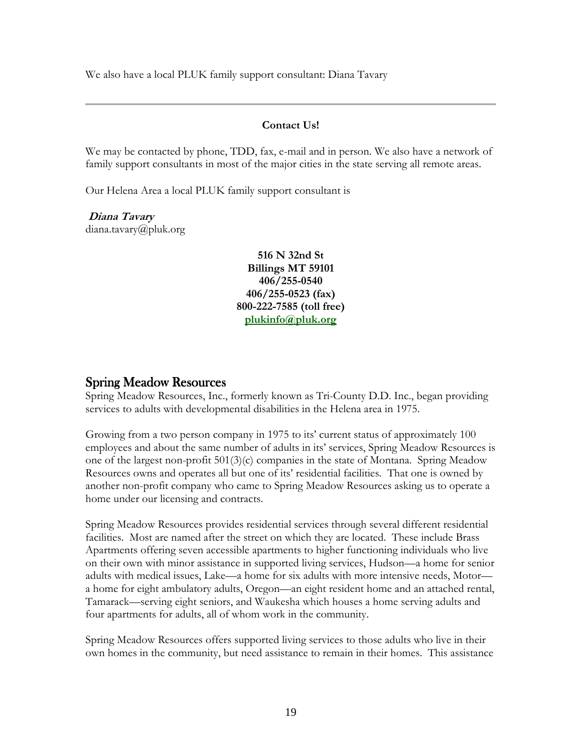We also have a local PLUK family support consultant: Diana Tavary

---

**Contact Us!**

We may be contacted by phone, TDD, fax, e-mail and in person. We also have a network of family support consultants in most of the major cities in the state serving all remote areas.

Our Helena Area a local PLUK family support consultant is

***Diana Tavary***
diana.tavary@pluk.org

**516 N 32nd St**
**Billings MT 59101**
**406/255-0540**
**406/255-0523 (fax)**
**800-222-7585 (toll free)**
**plukinfo@pluk.org**

## Spring Meadow Resources

Spring Meadow Resources, Inc., formerly known as Tri-County D.D. Inc., began providing services to adults with developmental disabilities in the Helena area in 1975.

Growing from a two person company in 1975 to its' current status of approximately 100 employees and about the same number of adults in its' services, Spring Meadow Resources is one of the largest non-profit 501(3)(c) companies in the state of Montana. Spring Meadow Resources owns and operates all but one of its' residential facilities. That one is owned by another non-profit company who came to Spring Meadow Resources asking us to operate a home under our licensing and contracts.

Spring Meadow Resources provides residential services through several different residential facilities. Most are named after the street on which they are located. These include Brass Apartments offering seven accessible apartments to higher functioning individuals who live on their own with minor assistance in supported living services, Hudson—a home for senior adults with medical issues, Lake—a home for six adults with more intensive needs, Motor—a home for eight ambulatory adults, Oregon—an eight resident home and an attached rental, Tamarack—serving eight seniors, and Waukesha which houses a home serving adults and four apartments for adults, all of whom work in the community.

Spring Meadow Resources offers supported living services to those adults who live in their own homes in the community, but need assistance to remain in their homes. This assistance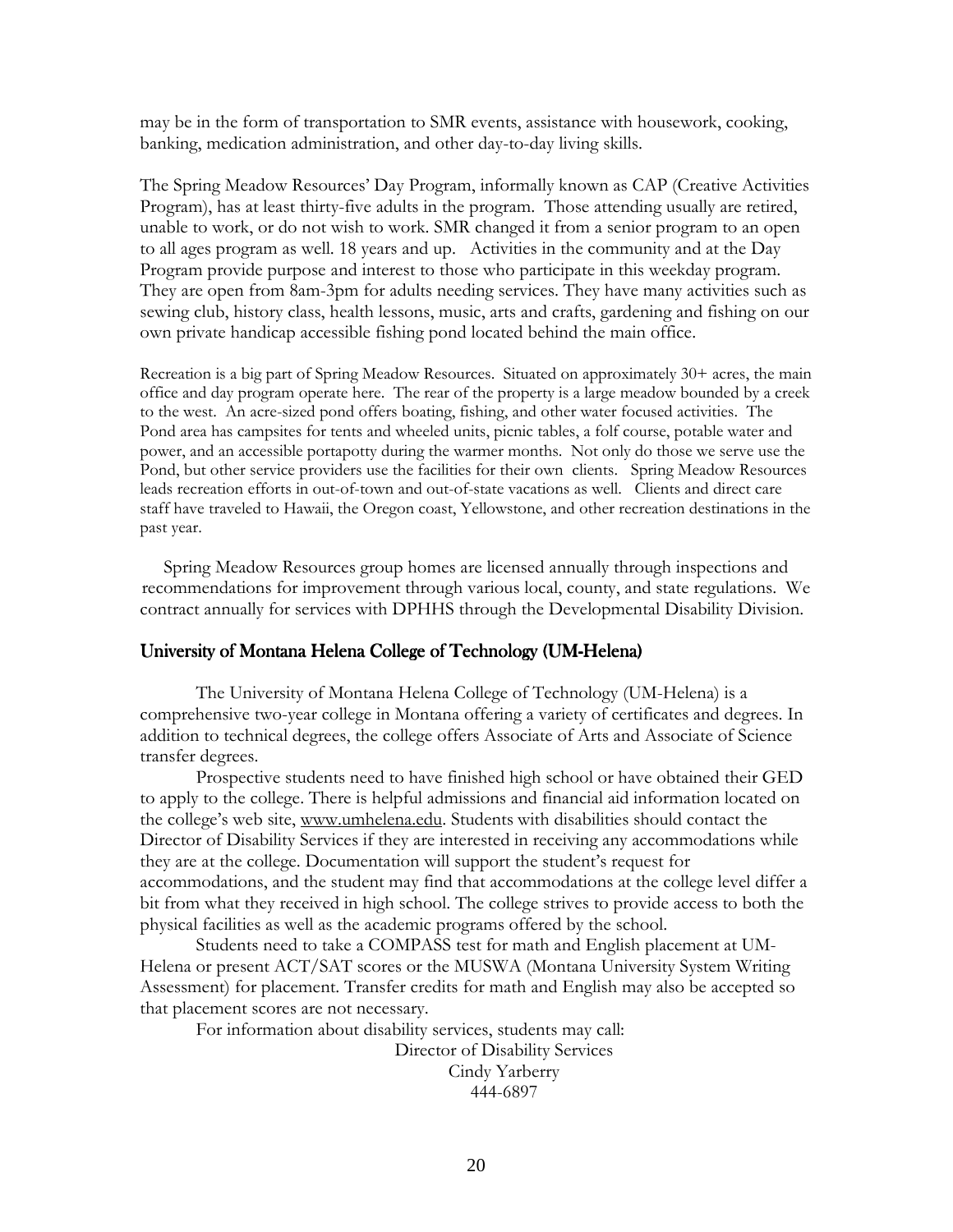may be in the form of transportation to SMR events, assistance with housework, cooking, banking, medication administration, and other day-to-day living skills.

The Spring Meadow Resources' Day Program, informally known as CAP (Creative Activities Program), has at least thirty-five adults in the program. Those attending usually are retired, unable to work, or do not wish to work. SMR changed it from a senior program to an open to all ages program as well. 18 years and up. Activities in the community and at the Day Program provide purpose and interest to those who participate in this weekday program. They are open from 8am-3pm for adults needing services. They have many activities such as sewing club, history class, health lessons, music, arts and crafts, gardening and fishing on our own private handicap accessible fishing pond located behind the main office.

Recreation is a big part of Spring Meadow Resources. Situated on approximately 30+ acres, the main office and day program operate here. The rear of the property is a large meadow bounded by a creek to the west. An acre-sized pond offers boating, fishing, and other water focused activities. The Pond area has campsites for tents and wheeled units, picnic tables, a folf course, potable water and power, and an accessible portapotty during the warmer months. Not only do those we serve use the Pond, but other service providers use the facilities for their own clients. Spring Meadow Resources leads recreation efforts in out-of-town and out-of-state vacations as well. Clients and direct care staff have traveled to Hawaii, the Oregon coast, Yellowstone, and other recreation destinations in the past year.

Spring Meadow Resources group homes are licensed annually through inspections and recommendations for improvement through various local, county, and state regulations. We contract annually for services with DPHHS through the Developmental Disability Division.

## University of Montana Helena College of Technology (UM-Helena)

The University of Montana Helena College of Technology (UM-Helena) is a comprehensive two-year college in Montana offering a variety of certificates and degrees. In addition to technical degrees, the college offers Associate of Arts and Associate of Science transfer degrees.

Prospective students need to have finished high school or have obtained their GED to apply to the college. There is helpful admissions and financial aid information located on the college's web site, www.umhelena.edu. Students with disabilities should contact the Director of Disability Services if they are interested in receiving any accommodations while they are at the college. Documentation will support the student's request for accommodations, and the student may find that accommodations at the college level differ a bit from what they received in high school. The college strives to provide access to both the physical facilities as well as the academic programs offered by the school.

Students need to take a COMPASS test for math and English placement at UM-Helena or present ACT/SAT scores or the MUSWA (Montana University System Writing Assessment) for placement. Transfer credits for math and English may also be accepted so that placement scores are not necessary.

For information about disability services, students may call:

Director of Disability Services
Cindy Yarberry
444-6897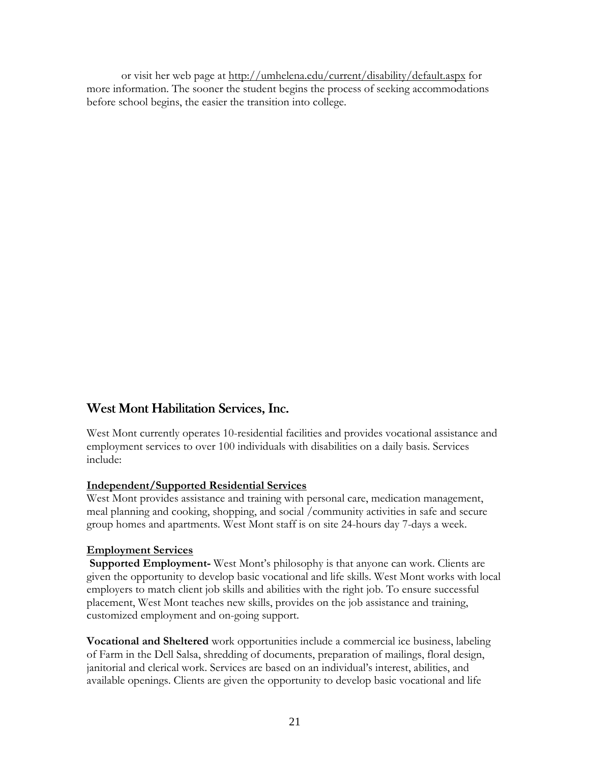or visit her web page at http://umhelena.edu/current/disability/default.aspx for more information. The sooner the student begins the process of seeking accommodations before school begins, the easier the transition into college.

## West Mont Habilitation Services, Inc.

West Mont currently operates 10-residential facilities and provides vocational assistance and employment services to over 100 individuals with disabilities on a daily basis. Services include:

**Independent/Supported Residential Services**

West Mont provides assistance and training with personal care, medication management, meal planning and cooking, shopping, and social /community activities in safe and secure group homes and apartments. West Mont staff is on site 24-hours day 7-days a week.

**Employment Services**

**Supported Employment-** West Mont's philosophy is that anyone can work. Clients are given the opportunity to develop basic vocational and life skills. West Mont works with local employers to match client job skills and abilities with the right job. To ensure successful placement, West Mont teaches new skills, provides on the job assistance and training, customized employment and on-going support.

**Vocational and Sheltered** work opportunities include a commercial ice business, labeling of Farm in the Dell Salsa, shredding of documents, preparation of mailings, floral design, janitorial and clerical work. Services are based on an individual's interest, abilities, and available openings. Clients are given the opportunity to develop basic vocational and life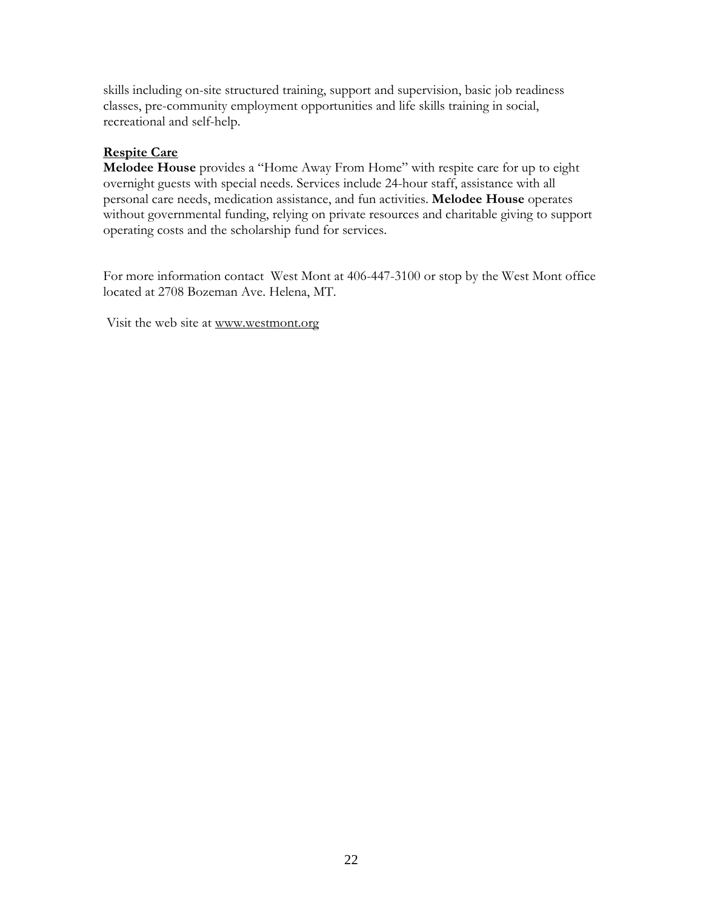skills including on-site structured training, support and supervision, basic job readiness classes, pre-community employment opportunities and life skills training in social, recreational and self-help.

**Respite Care**

**Melodee House** provides a "Home Away From Home" with respite care for up to eight overnight guests with special needs. Services include 24-hour staff, assistance with all personal care needs, medication assistance, and fun activities. **Melodee House** operates without governmental funding, relying on private resources and charitable giving to support operating costs and the scholarship fund for services.

For more information contact West Mont at 406-447-3100 or stop by the West Mont office located at 2708 Bozeman Ave. Helena, MT.

Visit the web site at www.westmont.org